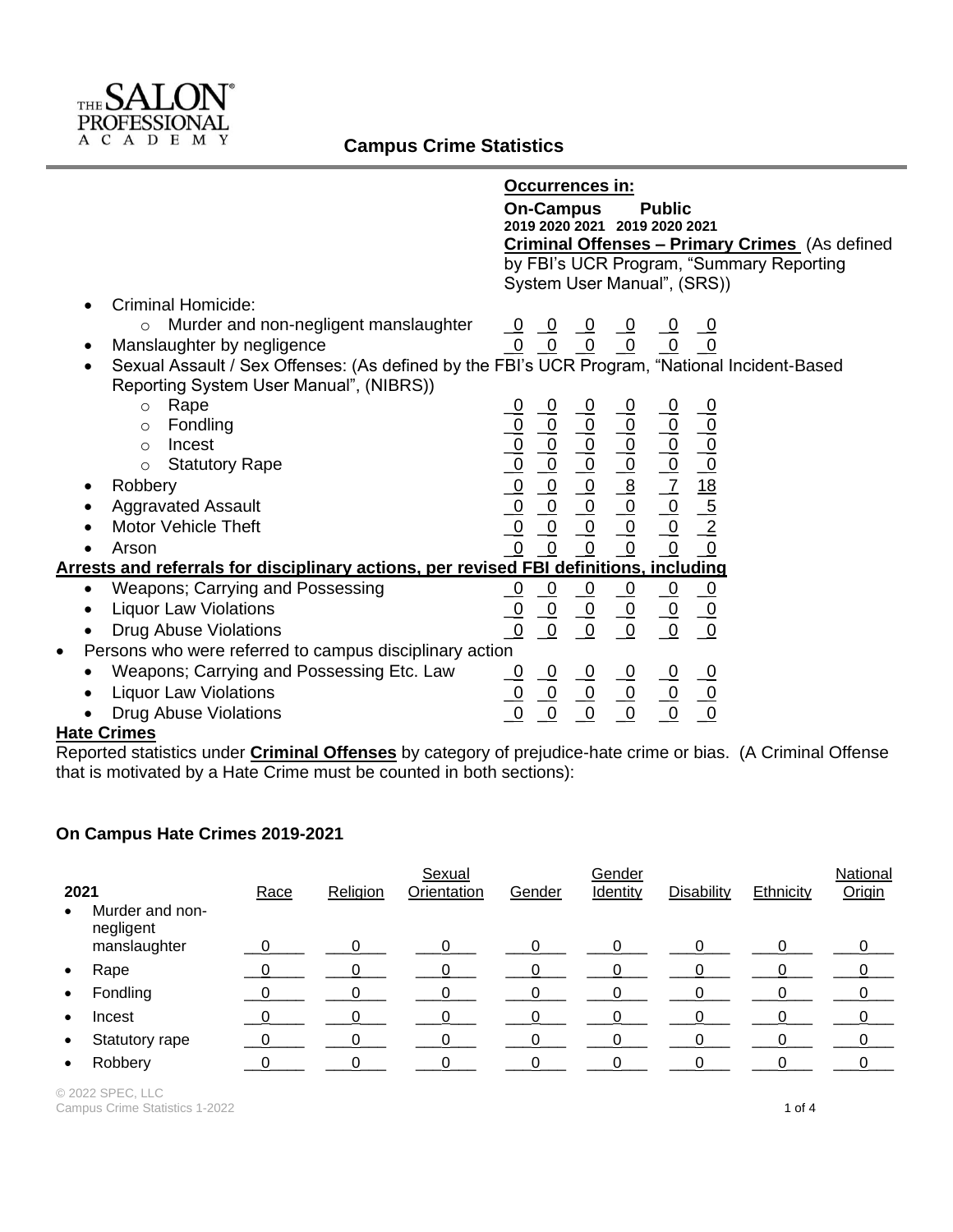THE SALON® PROFESSIONAL ACADEMY

# Campus Crime Statistics

| | **Occurrences in:** | | | | | |
|---|---|---|---|---|---|---|
| | **On-Campus** | | | **Public** | | |
| | **2019** | **2020** | **2021** | **2019** | **2020** | **2021** |
| **Criminal Offenses – Primary Crimes** (As defined by FBI's UCR Program, "Summary Reporting System User Manual", (SRS)) | | | | | | |
| • Criminal Homicide: | | | | | | |
| ○ Murder and non-negligent manslaughter | 0 | 0 | 0 | 0 | 0 | 0 |
| • Manslaughter by negligence | 0 | 0 | 0 | 0 | 0 | 0 |
| • Sexual Assault / Sex Offenses: (As defined by the FBI's UCR Program, "National Incident-Based Reporting System User Manual", (NIBRS)) | | | | | | |
| ○ Rape | 0 | 0 | 0 | 0 | 0 | 0 |
| ○ Fondling | 0 | 0 | 0 | 0 | 0 | 0 |
| ○ Incest | 0 | 0 | 0 | 0 | 0 | 0 |
| ○ Statutory Rape | 0 | 0 | 0 | 0 | 0 | 0 |
| • Robbery | 0 | 0 | 0 | 8 | 7 | 18 |
| • Aggravated Assault | 0 | 0 | 0 | 0 | 0 | 5 |
| • Motor Vehicle Theft | 0 | 0 | 0 | 0 | 0 | 2 |
| • Arson | 0 | 0 | 0 | 0 | 0 | 0 |
| **Arrests and referrals for disciplinary actions, per revised FBI definitions, including** | | | | | | |
| • Weapons; Carrying and Possessing | 0 | 0 | 0 | 0 | 0 | 0 |
| • Liquor Law Violations | 0 | 0 | 0 | 0 | 0 | 0 |
| • Drug Abuse Violations | 0 | 0 | 0 | 0 | 0 | 0 |
| • Persons who were referred to campus disciplinary action | | | | | | |
| • Weapons; Carrying and Possessing Etc. Law | 0 | 0 | 0 | 0 | 0 | 0 |
| • Liquor Law Violations | 0 | 0 | 0 | 0 | 0 | 0 |
| • Drug Abuse Violations | 0 | 0 | 0 | 0 | 0 | 0 |

**Hate Crimes**

Reported statistics under **Criminal Offenses** by category of prejudice-hate crime or bias. (A Criminal Offense that is motivated by a Hate Crime must be counted in both sections):

**On Campus Hate Crimes 2019-2021**

| 2021 | Race | Religion | Sexual Orientation | Gender | Gender Identity | Disability | Ethnicity | National Origin |
|---|---|---|---|---|---|---|---|---|
| • Murder and non-negligent manslaughter | 0 | 0 | 0 | 0 | 0 | 0 | 0 | 0 |
| • Rape | 0 | 0 | 0 | 0 | 0 | 0 | 0 | 0 |
| • Fondling | 0 | 0 | 0 | 0 | 0 | 0 | 0 | 0 |
| • Incest | 0 | 0 | 0 | 0 | 0 | 0 | 0 | 0 |
| • Statutory rape | 0 | 0 | 0 | 0 | 0 | 0 | 0 | 0 |
| • Robbery | 0 | 0 | 0 | 0 | 0 | 0 | 0 | 0 |

© 2022 SPEC, LLC
Campus Crime Statistics 1-2022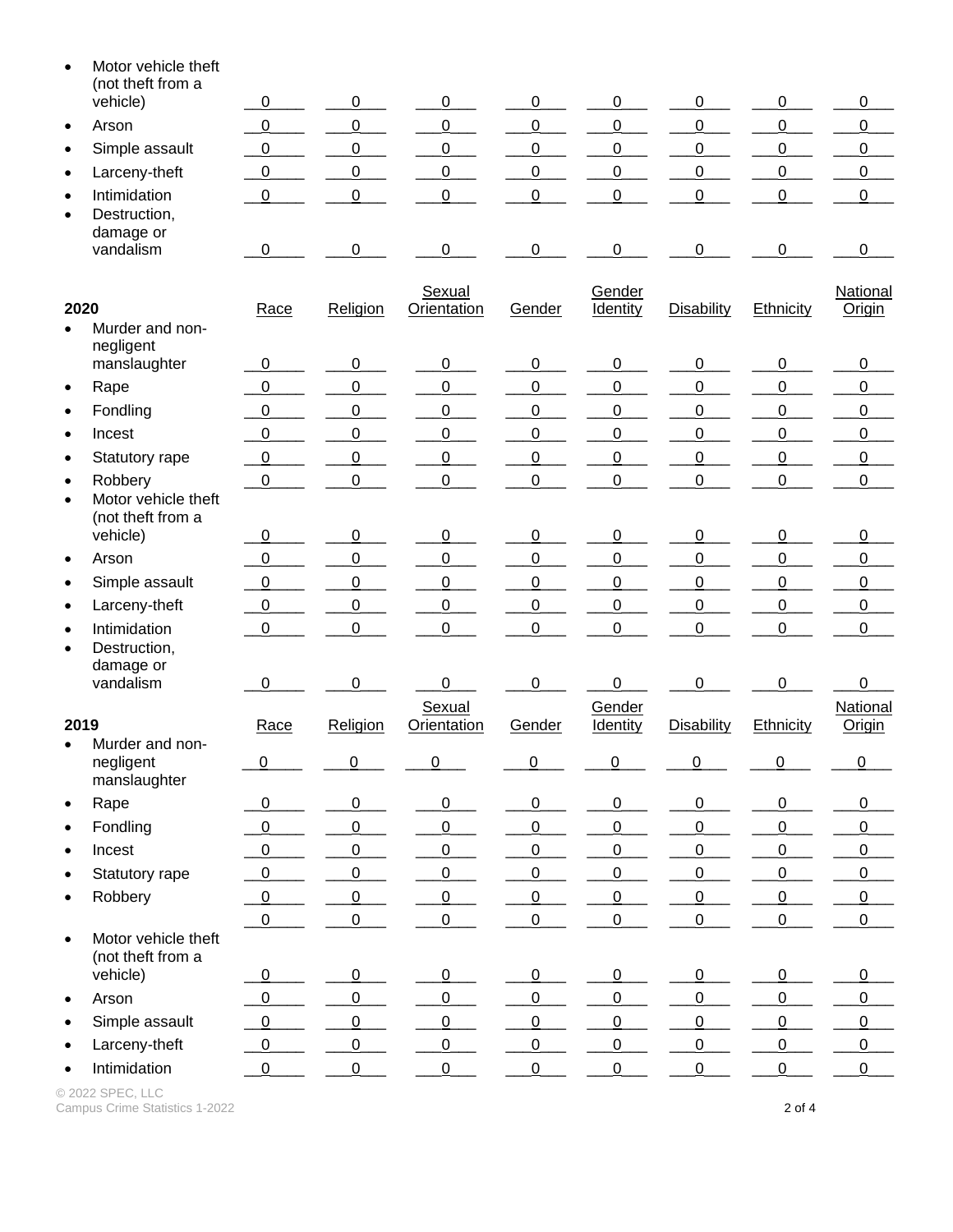| | Race | Religion | Sexual Orientation | Gender | Gender Identity | Disability | Ethnicity | National Origin |
|---|---|---|---|---|---|---|---|---|
| Motor vehicle theft (not theft from a vehicle) | 0 | 0 | 0 | 0 | 0 | 0 | 0 | 0 |
| Arson | 0 | 0 | 0 | 0 | 0 | 0 | 0 | 0 |
| Simple assault | 0 | 0 | 0 | 0 | 0 | 0 | 0 | 0 |
| Larceny-theft | 0 | 0 | 0 | 0 | 0 | 0 | 0 | 0 |
| Intimidation | 0 | 0 | 0 | 0 | 0 | 0 | 0 | 0 |
| Destruction, damage or vandalism | 0 | 0 | 0 | 0 | 0 | 0 | 0 | 0 |

| 2020 | Race | Religion | Sexual Orientation | Gender | Gender Identity | Disability | Ethnicity | National Origin |
|---|---|---|---|---|---|---|---|---|
| Murder and non-negligent manslaughter | 0 | 0 | 0 | 0 | 0 | 0 | 0 | 0 |
| Rape | 0 | 0 | 0 | 0 | 0 | 0 | 0 | 0 |
| Fondling | 0 | 0 | 0 | 0 | 0 | 0 | 0 | 0 |
| Incest | 0 | 0 | 0 | 0 | 0 | 0 | 0 | 0 |
| Statutory rape | 0 | 0 | 0 | 0 | 0 | 0 | 0 | 0 |
| Robbery | 0 | 0 | 0 | 0 | 0 | 0 | 0 | 0 |
| Motor vehicle theft (not theft from a vehicle) | 0 | 0 | 0 | 0 | 0 | 0 | 0 | 0 |
| Arson | 0 | 0 | 0 | 0 | 0 | 0 | 0 | 0 |
| Simple assault | 0 | 0 | 0 | 0 | 0 | 0 | 0 | 0 |
| Larceny-theft | 0 | 0 | 0 | 0 | 0 | 0 | 0 | 0 |
| Intimidation | 0 | 0 | 0 | 0 | 0 | 0 | 0 | 0 |
| Destruction, damage or vandalism | 0 | 0 | 0 | 0 | 0 | 0 | 0 | 0 |

| 2019 | Race | Religion | Sexual Orientation | Gender | Gender Identity | Disability | Ethnicity | National Origin |
|---|---|---|---|---|---|---|---|---|
| Murder and non-negligent manslaughter | 0 | 0 | 0 | 0 | 0 | 0 | 0 | 0 |
| Rape | 0 | 0 | 0 | 0 | 0 | 0 | 0 | 0 |
| Fondling | 0 | 0 | 0 | 0 | 0 | 0 | 0 | 0 |
| Incest | 0 | 0 | 0 | 0 | 0 | 0 | 0 | 0 |
| Statutory rape | 0 | 0 | 0 | 0 | 0 | 0 | 0 | 0 |
| Robbery | 0 | 0 | 0 | 0 | 0 | 0 | 0 | 0 |
| | 0 | 0 | 0 | 0 | 0 | 0 | 0 | 0 |
| Motor vehicle theft (not theft from a vehicle) | 0 | 0 | 0 | 0 | 0 | 0 | 0 | 0 |
| Arson | 0 | 0 | 0 | 0 | 0 | 0 | 0 | 0 |
| Simple assault | 0 | 0 | 0 | 0 | 0 | 0 | 0 | 0 |
| Larceny-theft | 0 | 0 | 0 | 0 | 0 | 0 | 0 | 0 |
| Intimidation | 0 | 0 | 0 | 0 | 0 | 0 | 0 | 0 |

© 2022 SPEC, LLC
Campus Crime Statistics 1-2022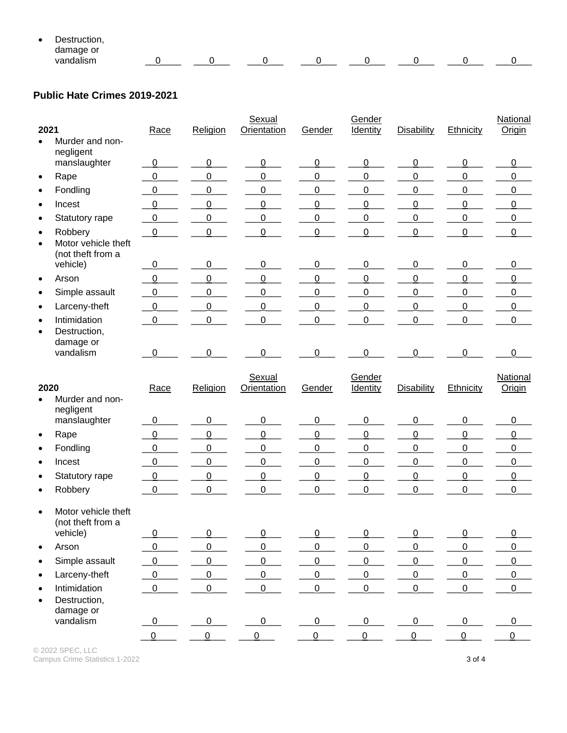| | | | | | | | | |
|---|---|---|---|---|---|---|---|---|
| • Destruction, damage or vandalism | 0 | 0 | 0 | 0 | 0 | 0 | 0 | 0 |

**Public Hate Crimes 2019-2021**

| 2021 | Race | Religion | Sexual Orientation | Gender | Gender Identity | Disability | Ethnicity | National Origin |
|---|---|---|---|---|---|---|---|---|
| • Murder and non-negligent manslaughter | 0 | 0 | 0 | 0 | 0 | 0 | 0 | 0 |
| • Rape | 0 | 0 | 0 | 0 | 0 | 0 | 0 | 0 |
| • Fondling | 0 | 0 | 0 | 0 | 0 | 0 | 0 | 0 |
| • Incest | 0 | 0 | 0 | 0 | 0 | 0 | 0 | 0 |
| • Statutory rape | 0 | 0 | 0 | 0 | 0 | 0 | 0 | 0 |
| • Robbery | 0 | 0 | 0 | 0 | 0 | 0 | 0 | 0 |
| • Motor vehicle theft (not theft from a vehicle) | 0 | 0 | 0 | 0 | 0 | 0 | 0 | 0 |
| • Arson | 0 | 0 | 0 | 0 | 0 | 0 | 0 | 0 |
| • Simple assault | 0 | 0 | 0 | 0 | 0 | 0 | 0 | 0 |
| • Larceny-theft | 0 | 0 | 0 | 0 | 0 | 0 | 0 | 0 |
| • Intimidation | 0 | 0 | 0 | 0 | 0 | 0 | 0 | 0 |
| • Destruction, damage or vandalism | 0 | 0 | 0 | 0 | 0 | 0 | 0 | 0 |

| 2020 | Race | Religion | Sexual Orientation | Gender | Gender Identity | Disability | Ethnicity | National Origin |
|---|---|---|---|---|---|---|---|---|
| • Murder and non-negligent manslaughter | 0 | 0 | 0 | 0 | 0 | 0 | 0 | 0 |
| • Rape | 0 | 0 | 0 | 0 | 0 | 0 | 0 | 0 |
| • Fondling | 0 | 0 | 0 | 0 | 0 | 0 | 0 | 0 |
| • Incest | 0 | 0 | 0 | 0 | 0 | 0 | 0 | 0 |
| • Statutory rape | 0 | 0 | 0 | 0 | 0 | 0 | 0 | 0 |
| • Robbery | 0 | 0 | 0 | 0 | 0 | 0 | 0 | 0 |
| • Motor vehicle theft (not theft from a vehicle) | 0 | 0 | 0 | 0 | 0 | 0 | 0 | 0 |
| • Arson | 0 | 0 | 0 | 0 | 0 | 0 | 0 | 0 |
| • Simple assault | 0 | 0 | 0 | 0 | 0 | 0 | 0 | 0 |
| • Larceny-theft | 0 | 0 | 0 | 0 | 0 | 0 | 0 | 0 |
| • Intimidation | 0 | 0 | 0 | 0 | 0 | 0 | 0 | 0 |
| • Destruction, damage or vandalism | 0 | 0 | 0 | 0 | 0 | 0 | 0 | 0 |
| | 0 | 0 | 0 | 0 | 0 | 0 | 0 | 0 |

© 2022 SPEC, LLC
Campus Crime Statistics 1-2022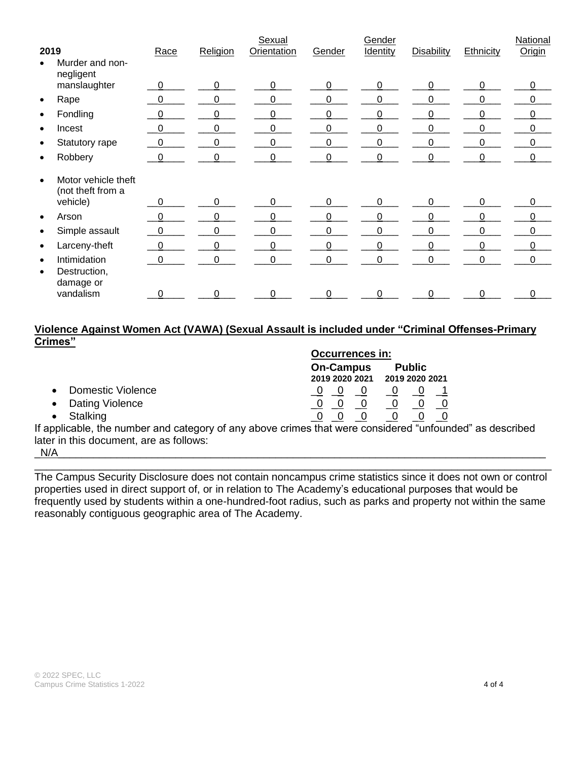| 2019 | Race | Religion | Sexual Orientation | Gender | Gender Identity | Disability | Ethnicity | National Origin |
|---|---|---|---|---|---|---|---|---|
| • Murder and non-negligent manslaughter | 0 | 0 | 0 | 0 | 0 | 0 | 0 | 0 |
| • Rape | 0 | 0 | 0 | 0 | 0 | 0 | 0 | 0 |
| • Fondling | 0 | 0 | 0 | 0 | 0 | 0 | 0 | 0 |
| • Incest | 0 | 0 | 0 | 0 | 0 | 0 | 0 | 0 |
| • Statutory rape | 0 | 0 | 0 | 0 | 0 | 0 | 0 | 0 |
| • Robbery | 0 | 0 | 0 | 0 | 0 | 0 | 0 | 0 |
| • Motor vehicle theft (not theft from a vehicle) | 0 | 0 | 0 | 0 | 0 | 0 | 0 | 0 |
| • Arson | 0 | 0 | 0 | 0 | 0 | 0 | 0 | 0 |
| • Simple assault | 0 | 0 | 0 | 0 | 0 | 0 | 0 | 0 |
| • Larceny-theft | 0 | 0 | 0 | 0 | 0 | 0 | 0 | 0 |
| • Intimidation | 0 | 0 | 0 | 0 | 0 | 0 | 0 | 0 |
| • Destruction, damage or vandalism | 0 | 0 | 0 | 0 | 0 | 0 | 0 | 0 |

**Violence Against Women Act (VAWA) (Sexual Assault is included under "Criminal Offenses-Primary Crimes"**

| | Occurrences in: On-Campus | | | Public | | |
|---|---|---|---|---|---|---|
| | 2019 | 2020 | 2021 | 2019 | 2020 | 2021 |
| • Domestic Violence | 0 | 0 | 0 | 0 | 0 | 1 |
| • Dating Violence | 0 | 0 | 0 | 0 | 0 | 0 |
| • Stalking | 0 | 0 | 0 | 0 | 0 | 0 |

If applicable, the number and category of any above crimes that were considered "unfounded" as described later in this document, are as follows:

N/A

The Campus Security Disclosure does not contain noncampus crime statistics since it does not own or control properties used in direct support of, or in relation to The Academy's educational purposes that would be frequently used by students within a one-hundred-foot radius, such as parks and property not within the same reasonably contiguous geographic area of The Academy.

© 2022 SPEC, LLC
Campus Crime Statistics 1-2022